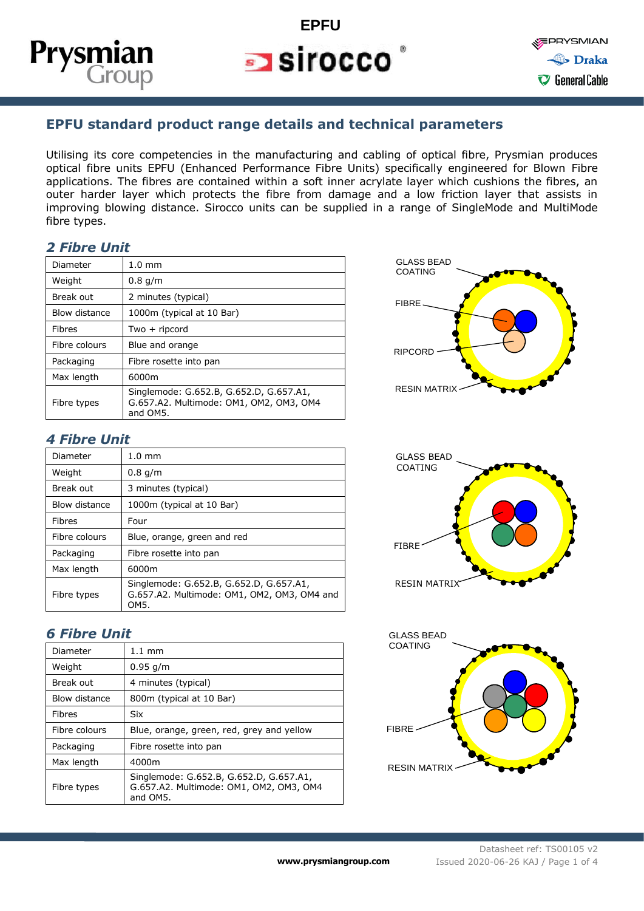# EPFU standard product range details and technical parameters

Utilising its core competencies in the manufacturing and cabling of optical fibre, Prysmian produces optical fibre units EPFU (Enhanced Performance Fibre Units) specifically engineered for Blown Fibre applications. The fibres are contained within a soft inner acrylate layer which cushions the fibres, an outer harder layer which protects the fibre from damage and a low friction layer that assists in improving blowing distance. Sirocco units can be supplied in a range of SingleMode and MultiMode fibre types.

## 2 Fibre Unit

| Diameter | 1.0 mm |
|---|---|
| Weight | 0.8 g/m |
| Break out | 2 minutes (typical) |
| Blow distance | 1000m (typical at 10 Bar) |
| Fibres | Two + ripcord |
| Fibre colours | Blue and orange |
| Packaging | Fibre rosette into pan |
| Max length | 6000m |
| Fibre types | Singlemode: G.652.B, G.652.D, G.657.A1, G.657.A2. Multimode: OM1, OM2, OM3, OM4 and OM5. |

GLASS BEAD COATING
FIBRE
RIPCORD
RESIN MATRIX

## 4 Fibre Unit

| Diameter | 1.0 mm |
|---|---|
| Weight | 0.8 g/m |
| Break out | 3 minutes (typical) |
| Blow distance | 1000m (typical at 10 Bar) |
| Fibres | Four |
| Fibre colours | Blue, orange, green and red |
| Packaging | Fibre rosette into pan |
| Max length | 6000m |
| Fibre types | Singlemode: G.652.B, G.652.D, G.657.A1, G.657.A2. Multimode: OM1, OM2, OM3, OM4 and OM5. |

GLASS BEAD COATING
FIBRE
RESIN MATRIX

## 6 Fibre Unit

| Diameter | 1.1 mm |
|---|---|
| Weight | 0.95 g/m |
| Break out | 4 minutes (typical) |
| Blow distance | 800m (typical at 10 Bar) |
| Fibres | Six |
| Fibre colours | Blue, orange, green, red, grey and yellow |
| Packaging | Fibre rosette into pan |
| Max length | 4000m |
| Fibre types | Singlemode: G.652.B, G.652.D, G.657.A1, G.657.A2. Multimode: OM1, OM2, OM3, OM4 and OM5. |

GLASS BEAD COATING
FIBRE
RESIN MATRIX

www.prysmiangroup.com

Datasheet ref: TS00105 v2
Issued 2020-06-26 KAJ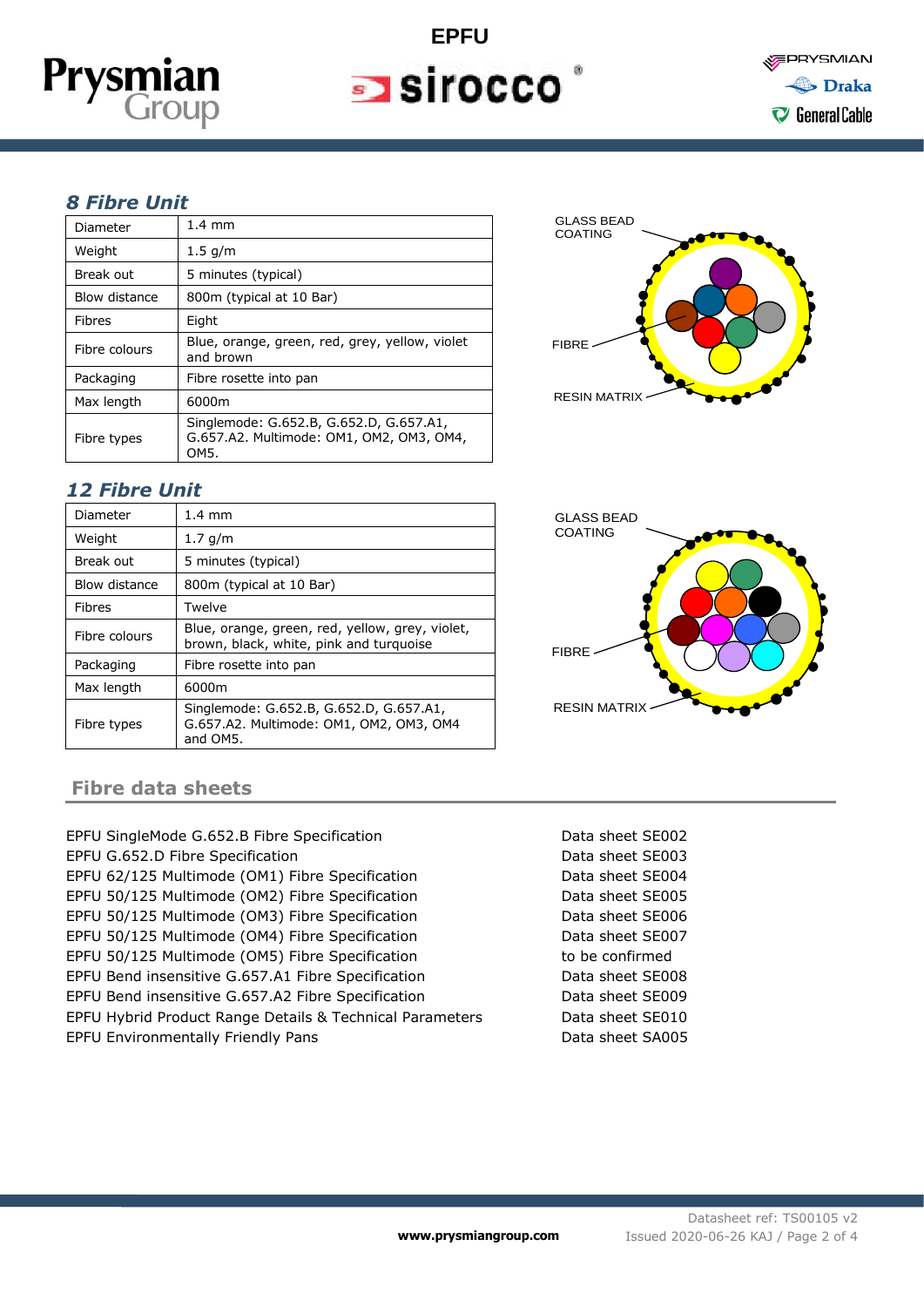## *8 Fibre Unit*

| Diameter | 1.4 mm |
|---|---|
| Weight | 1.5 g/m |
| Break out | 5 minutes (typical) |
| Blow distance | 800m (typical at 10 Bar) |
| Fibres | Eight |
| Fibre colours | Blue, orange, green, red, grey, yellow, violet and brown |
| Packaging | Fibre rosette into pan |
| Max length | 6000m |
| Fibre types | Singlemode: G.652.B, G.652.D, G.657.A1, G.657.A2. Multimode: OM1, OM2, OM3, OM4, OM5. |

GLASS BEAD COATING

FIBRE

RESIN MATRIX

## *12 Fibre Unit*

| Diameter | 1.4 mm |
|---|---|
| Weight | 1.7 g/m |
| Break out | 5 minutes (typical) |
| Blow distance | 800m (typical at 10 Bar) |
| Fibres | Twelve |
| Fibre colours | Blue, orange, green, red, yellow, grey, violet, brown, black, white, pink and turquoise |
| Packaging | Fibre rosette into pan |
| Max length | 6000m |
| Fibre types | Singlemode: G.652.B, G.652.D, G.657.A1, G.657.A2. Multimode: OM1, OM2, OM3, OM4 and OM5. |

GLASS BEAD COATING

FIBRE

RESIN MATRIX

## Fibre data sheets

| | |
|---|---|
| EPFU SingleMode G.652.B Fibre Specification | Data sheet SE002 |
| EPFU G.652.D Fibre Specification | Data sheet SE003 |
| EPFU 62/125 Multimode (OM1) Fibre Specification | Data sheet SE004 |
| EPFU 50/125 Multimode (OM2) Fibre Specification | Data sheet SE005 |
| EPFU 50/125 Multimode (OM3) Fibre Specification | Data sheet SE006 |
| EPFU 50/125 Multimode (OM4) Fibre Specification | Data sheet SE007 |
| EPFU 50/125 Multimode (OM5) Fibre Specification | to be confirmed |
| EPFU Bend insensitive G.657.A1 Fibre Specification | Data sheet SE008 |
| EPFU Bend insensitive G.657.A2 Fibre Specification | Data sheet SE009 |
| EPFU Hybrid Product Range Details & Technical Parameters | Data sheet SE010 |
| EPFU Environmentally Friendly Pans | Data sheet SA005 |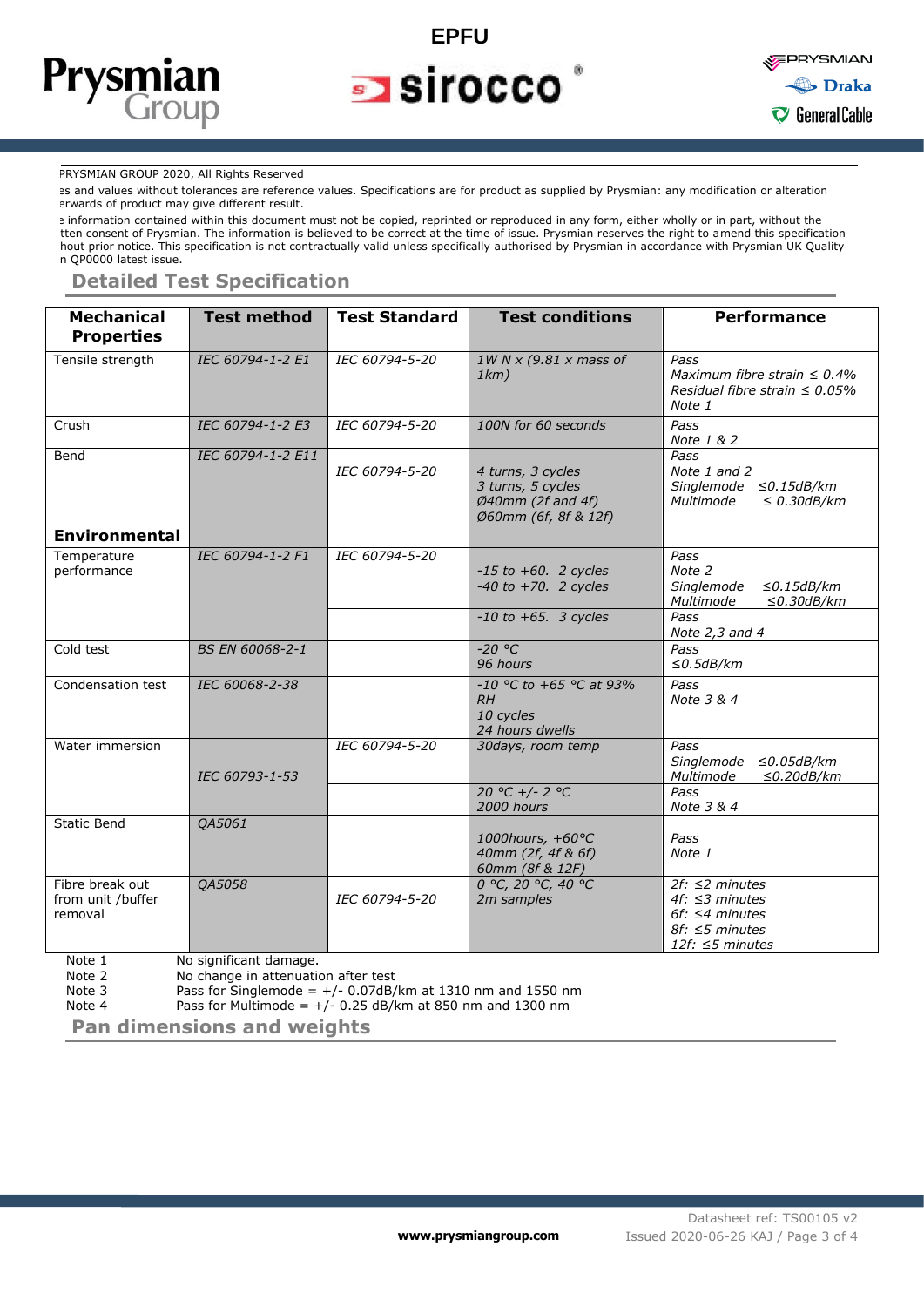PRYSMIAN GROUP 2020, All Rights Reserved

es and values without tolerances are reference values. Specifications are for product as supplied by Prysmian: any modification or alteration erwards of product may give different result.

e information contained within this document must not be copied, reprinted or reproduced in any form, either wholly or in part, without the tten consent of Prysmian. The information is believed to be correct at the time of issue. Prysmian reserves the right to amend this specification hout prior notice. This specification is not contractually valid unless specifically authorised by Prysmian in accordance with Prysmian UK Quality n QP0000 latest issue.

## Detailed Test Specification

| Mechanical Properties | Test method | Test Standard | Test conditions | Performance |
|---|---|---|---|---|
| Tensile strength | *IEC 60794-1-2 E1* | *IEC 60794-5-20* | *1W N x (9.81 x mass of 1km)* | *Pass*<br>*Maximum fibre strain ≤ 0.4%*<br>*Residual fibre strain ≤ 0.05%*<br>*Note 1* |
| Crush | *IEC 60794-1-2 E3* | *IEC 60794-5-20* | *100N for 60 seconds* | *Pass*<br>*Note 1 & 2* |
| Bend | *IEC 60794-1-2 E11* | *IEC 60794-5-20* | *4 turns, 3 cycles*<br>*3 turns, 5 cycles*<br>*Ø40mm (2f and 4f)*<br>*Ø60mm (6f, 8f & 12f)* | *Pass*<br>*Note 1 and 2*<br>*Singlemode ≤0.15dB/km*<br>*Multimode ≤ 0.30dB/km* |
| **Environmental** | | | | |
| Temperature performance | *IEC 60794-1-2 F1* | *IEC 60794-5-20* | *-15 to +60. 2 cycles*<br>*-40 to +70. 2 cycles* | *Pass*<br>*Note 2*<br>*Singlemode ≤0.15dB/km*<br>*Multimode ≤0.30dB/km* |
| | | | *-10 to +65. 3 cycles* | *Pass*<br>*Note 2,3 and 4* |
| Cold test | *BS EN 60068-2-1* | | *-20 °C*<br>*96 hours* | *Pass*<br>*≤0.5dB/km* |
| Condensation test | *IEC 60068-2-38* | | *-10 °C to +65 °C at 93% RH*<br>*10 cycles*<br>*24 hours dwells* | *Pass*<br>*Note 3 & 4* |
| Water immersion | *IEC 60793-1-53* | *IEC 60794-5-20* | *30days, room temp* | *Pass*<br>*Singlemode ≤0.05dB/km*<br>*Multimode ≤0.20dB/km* |
| | | | *20 °C +/- 2 °C*<br>*2000 hours* | *Pass*<br>*Note 3 & 4* |
| Static Bend | *QA5061* | | *1000hours, +60°C*<br>*40mm (2f, 4f & 6f)*<br>*60mm (8f & 12F)* | *Pass*<br>*Note 1* |
| Fibre break out from unit /buffer removal | *QA5058* | *IEC 60794-5-20* | *0 °C, 20 °C, 40 °C*<br>*2m samples* | *2f: ≤2 minutes*<br>*4f: ≤3 minutes*<br>*6f: ≤4 minutes*<br>*8f: ≤5 minutes*<br>*12f: ≤5 minutes* |

Note 1 No significant damage.
Note 2 No change in attenuation after test
Note 3 Pass for Singlemode = +/- 0.07dB/km at 1310 nm and 1550 nm
Note 4 Pass for Multimode = +/- 0.25 dB/km at 850 nm and 1300 nm

## Pan dimensions and weights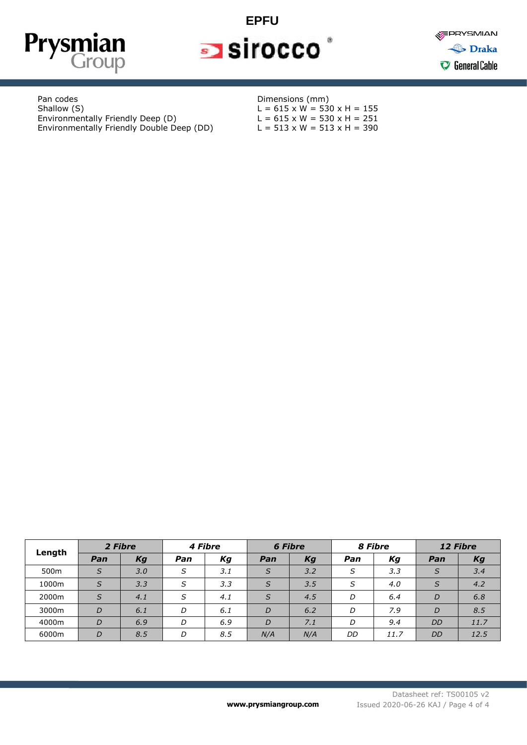Pan codes
Shallow (S)
Environmentally Friendly Deep (D)
Environmentally Friendly Double Deep (DD)

Dimensions (mm)
L = 615 x W = 530 x H = 155
L = 615 x W = 530 x H = 251
L = 513 x W = 513 x H = 390

| **Length** | ***2 Fibre*** | | ***4 Fibre*** | | ***6 Fibre*** | | ***8 Fibre*** | | ***12 Fibre*** | |
|---|---|---|---|---|---|---|---|---|---|---|
| | ***Pan*** | ***Kg*** | ***Pan*** | ***Kg*** | ***Pan*** | ***Kg*** | ***Pan*** | ***Kg*** | ***Pan*** | ***Kg*** |
| 500m | *S* | *3.0* | *S* | *3.1* | *S* | *3.2* | *S* | *3.3* | *S* | *3.4* |
| 1000m | *S* | *3.3* | *S* | *3.3* | *S* | *3.5* | *S* | *4.0* | *S* | *4.2* |
| 2000m | *S* | *4.1* | *S* | *4.1* | *S* | *4.5* | *D* | *6.4* | *D* | *6.8* |
| 3000m | *D* | *6.1* | *D* | *6.1* | *D* | *6.2* | *D* | *7.9* | *D* | *8.5* |
| 4000m | *D* | *6.9* | *D* | *6.9* | *D* | *7.1* | *D* | *9.4* | *DD* | *11.7* |
| 6000m | *D* | *8.5* | *D* | *8.5* | *N/A* | *N/A* | *DD* | *11.7* | *DD* | *12.5* |